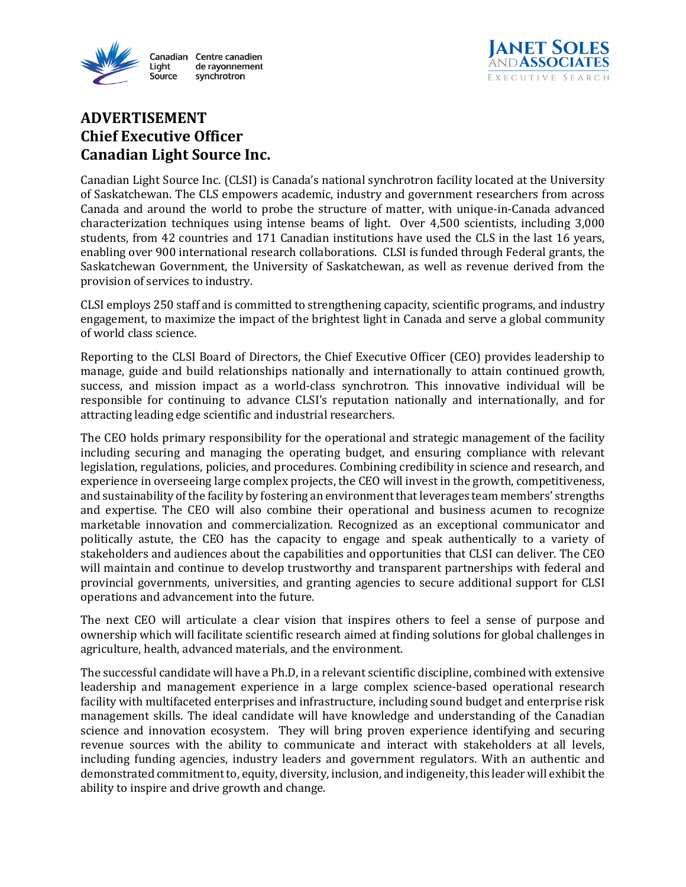Canadian Light Source | Centre canadien de rayonnement synchrotron

JANET SOLES AND ASSOCIATES
EXECUTIVE SEARCH

# ADVERTISEMENT
# Chief Executive Officer
# Canadian Light Source Inc.

Canadian Light Source Inc. (CLSI) is Canada's national synchrotron facility located at the University of Saskatchewan. The CLS empowers academic, industry and government researchers from across Canada and around the world to probe the structure of matter, with unique-in-Canada advanced characterization techniques using intense beams of light. Over 4,500 scientists, including 3,000 students, from 42 countries and 171 Canadian institutions have used the CLS in the last 16 years, enabling over 900 international research collaborations. CLSI is funded through Federal grants, the Saskatchewan Government, the University of Saskatchewan, as well as revenue derived from the provision of services to industry.

CLSI employs 250 staff and is committed to strengthening capacity, scientific programs, and industry engagement, to maximize the impact of the brightest light in Canada and serve a global community of world class science.

Reporting to the CLSI Board of Directors, the Chief Executive Officer (CEO) provides leadership to manage, guide and build relationships nationally and internationally to attain continued growth, success, and mission impact as a world-class synchrotron. This innovative individual will be responsible for continuing to advance CLSI's reputation nationally and internationally, and for attracting leading edge scientific and industrial researchers.

The CEO holds primary responsibility for the operational and strategic management of the facility including securing and managing the operating budget, and ensuring compliance with relevant legislation, regulations, policies, and procedures. Combining credibility in science and research, and experience in overseeing large complex projects, the CEO will invest in the growth, competitiveness, and sustainability of the facility by fostering an environment that leverages team members' strengths and expertise. The CEO will also combine their operational and business acumen to recognize marketable innovation and commercialization. Recognized as an exceptional communicator and politically astute, the CEO has the capacity to engage and speak authentically to a variety of stakeholders and audiences about the capabilities and opportunities that CLSI can deliver. The CEO will maintain and continue to develop trustworthy and transparent partnerships with federal and provincial governments, universities, and granting agencies to secure additional support for CLSI operations and advancement into the future.

The next CEO will articulate a clear vision that inspires others to feel a sense of purpose and ownership which will facilitate scientific research aimed at finding solutions for global challenges in agriculture, health, advanced materials, and the environment.

The successful candidate will have a Ph.D, in a relevant scientific discipline, combined with extensive leadership and management experience in a large complex science-based operational research facility with multifaceted enterprises and infrastructure, including sound budget and enterprise risk management skills. The ideal candidate will have knowledge and understanding of the Canadian science and innovation ecosystem. They will bring proven experience identifying and securing revenue sources with the ability to communicate and interact with stakeholders at all levels, including funding agencies, industry leaders and government regulators. With an authentic and demonstrated commitment to, equity, diversity, inclusion, and indigeneity, this leader will exhibit the ability to inspire and drive growth and change.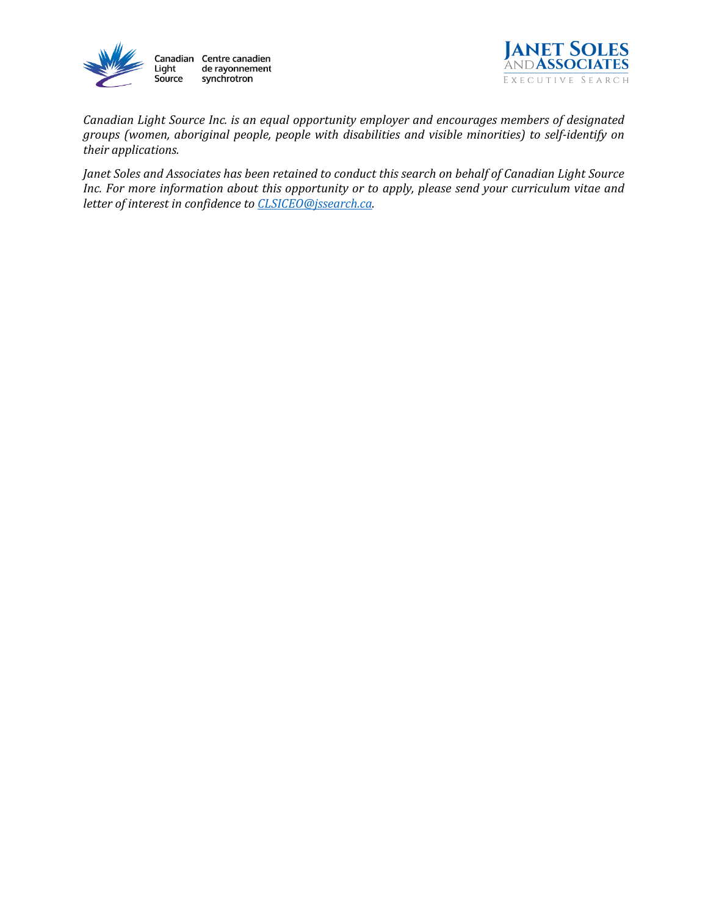*Canadian Light Source Inc. is an equal opportunity employer and encourages members of designated groups (women, aboriginal people, people with disabilities and visible minorities) to self-identify on their applications.*

*Janet Soles and Associates has been retained to conduct this search on behalf of Canadian Light Source Inc. For more information about this opportunity or to apply, please send your curriculum vitae and letter of interest in confidence to CLSICEO@jssearch.ca.*